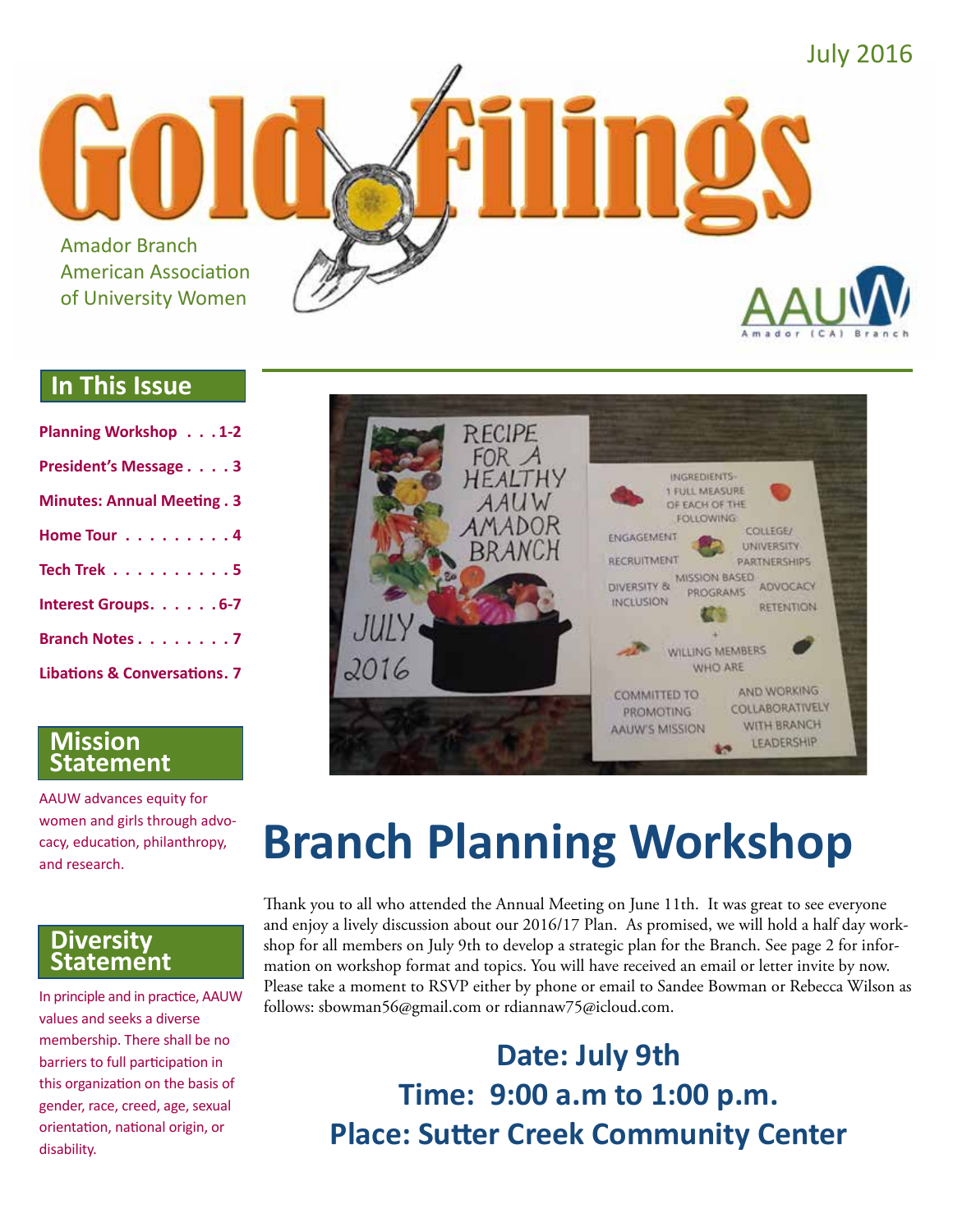July 2016

# Gold Filings

Amador Branch
American Association of University Women

AAUW Amador (CA) Branch

## In This Issue

- Planning Workshop . . . 1-2
- President's Message . . . . 3
- Minutes: Annual Meeting . 3
- Home Tour . . . . . . . . . 4
- Tech Trek . . . . . . . . . . 5
- Interest Groups. . . . . . 6-7
- Branch Notes . . . . . . . . 7
- Libations & Conversations. 7

## Mission Statement

AAUW advances equity for women and girls through advocacy, education, philanthropy, and research.

## Diversity Statement

In principle and in practice, AAUW values and seeks a diverse membership. There shall be no barriers to full participation in this organization on the basis of gender, race, creed, age, sexual orientation, national origin, or disability.

# Branch Planning Workshop

Thank you to all who attended the Annual Meeting on June 11th. It was great to see everyone and enjoy a lively discussion about our 2016/17 Plan. As promised, we will hold a half day workshop for all members on July 9th to develop a strategic plan for the Branch. See page 2 for information on workshop format and topics. You will have received an email or letter invite by now. Please take a moment to RSVP either by phone or email to Sandee Bowman or Rebecca Wilson as follows: sbowman56@gmail.com or rdiannaw75@icloud.com.

**Date: July 9th**
**Time: 9:00 a.m to 1:00 p.m.**
**Place: Sutter Creek Community Center**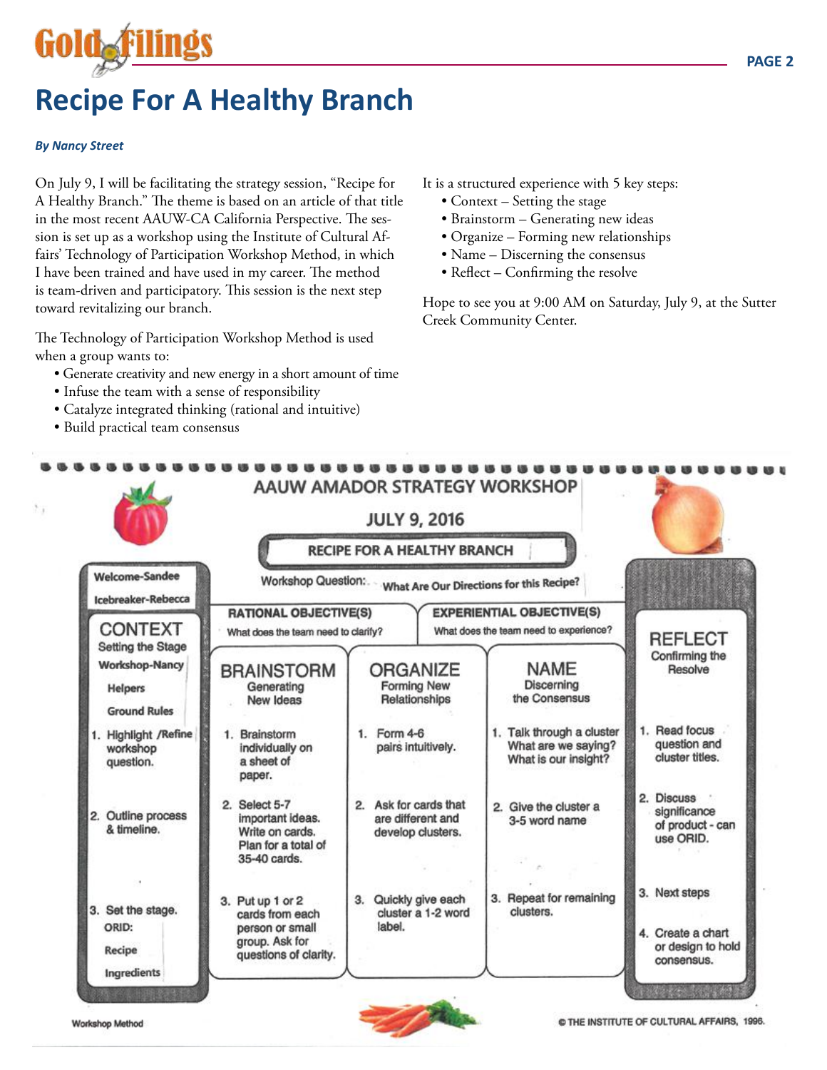# Recipe For A Healthy Branch

***By Nancy Street***

On July 9, I will be facilitating the strategy session, "Recipe for A Healthy Branch." The theme is based on an article of that title in the most recent AAUW-CA California Perspective. The session is set up as a workshop using the Institute of Cultural Affairs' Technology of Participation Workshop Method, in which I have been trained and have used in my career. The method is team-driven and participatory. This session is the next step toward revitalizing our branch.

The Technology of Participation Workshop Method is used when a group wants to:

- Generate creativity and new energy in a short amount of time
- Infuse the team with a sense of responsibility
- Catalyze integrated thinking (rational and intuitive)
- Build practical team consensus

It is a structured experience with 5 key steps:

- Context – Setting the stage
- Brainstorm – Generating new ideas
- Organize – Forming new relationships
- Name – Discerning the consensus
- Reflect – Confirming the resolve

Hope to see you at 9:00 AM on Saturday, July 9, at the Sutter Creek Community Center.

## AAUW AMADOR STRATEGY WORKSHOP

**JULY 9, 2016**

**RECIPE FOR A HEALTHY BRANCH**

Workshop Question: What Are Our Directions for this Recipe?

Welcome-Sandee
Icebreaker-Rebecca

RATIONAL OBJECTIVE(S): What does the team need to clarify?

EXPERIENTIAL OBJECTIVE(S): What does the team need to experience?

| CONTEXT<br>Setting the Stage | BRAINSTORM<br>Generating New Ideas | ORGANIZE<br>Forming New Relationships | NAME<br>Discerning the Consensus | REFLECT<br>Confirming the Resolve |
|---|---|---|---|---|
| Workshop-Nancy<br>Helpers<br>Ground Rules<br>1. Highlight /Refine workshop question. | 1. Brainstorm individually on a sheet of paper. | 1. Form 4-6 pairs intuitively. | 1. Talk through a cluster What are we saying? What is our insight? | 1. Read focus question and cluster titles. |
| 2. Outline process & timeline. | 2. Select 5-7 important ideas. Write on cards. Plan for a total of 35-40 cards. | 2. Ask for cards that are different and develop clusters. | 2. Give the cluster a 3-5 word name | 2. Discuss significance of product - can use ORID. |
| 3. Set the stage.<br>ORID:<br>Recipe<br>Ingredients | 3. Put up 1 or 2 cards from each person or small group. Ask for questions of clarity. | 3. Quickly give each cluster a 1-2 word label. | 3. Repeat for remaining clusters. | 3. Next steps<br>4. Create a chart or design to hold consensus. |

Workshop Method

© THE INSTITUTE OF CULTURAL AFFAIRS, 1996.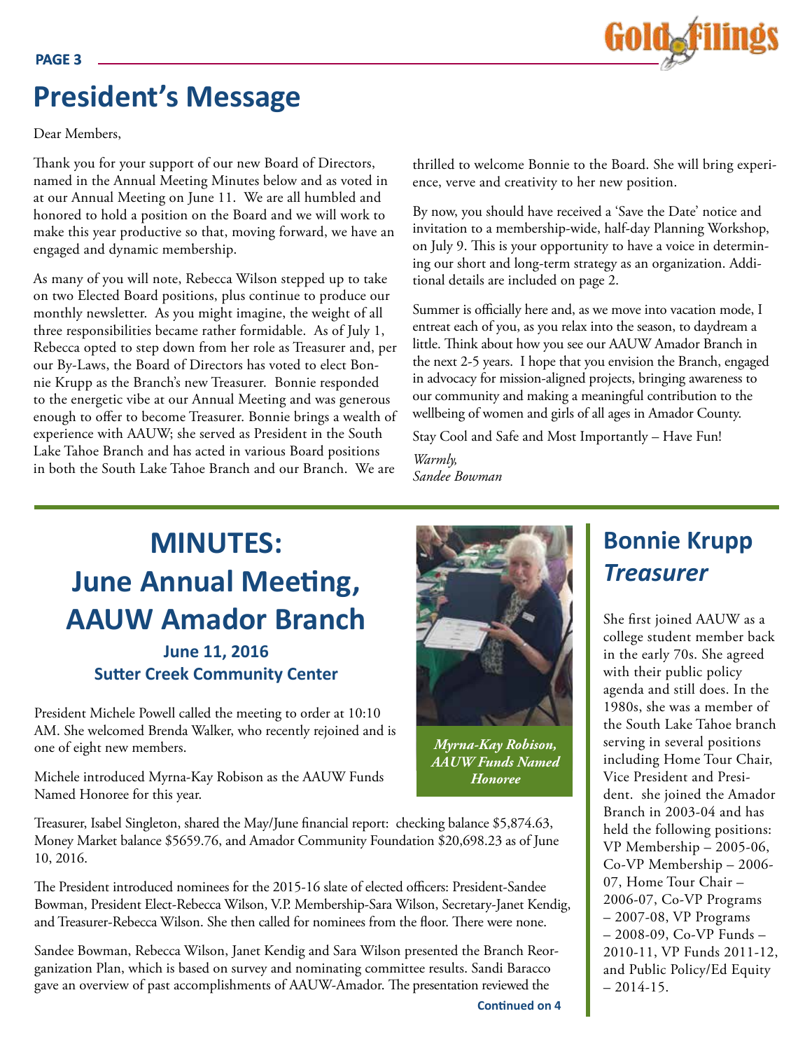# President's Message

Dear Members,

Thank you for your support of our new Board of Directors, named in the Annual Meeting Minutes below and as voted in at our Annual Meeting on June 11. We are all humbled and honored to hold a position on the Board and we will work to make this year productive so that, moving forward, we have an engaged and dynamic membership.

As many of you will note, Rebecca Wilson stepped up to take on two Elected Board positions, plus continue to produce our monthly newsletter. As you might imagine, the weight of all three responsibilities became rather formidable. As of July 1, Rebecca opted to step down from her role as Treasurer and, per our By-Laws, the Board of Directors has voted to elect Bonnie Krupp as the Branch's new Treasurer. Bonnie responded to the energetic vibe at our Annual Meeting and was generous enough to offer to become Treasurer. Bonnie brings a wealth of experience with AAUW; she served as President in the South Lake Tahoe Branch and has acted in various Board positions in both the South Lake Tahoe Branch and our Branch. We are thrilled to welcome Bonnie to the Board. She will bring experience, verve and creativity to her new position.

By now, you should have received a 'Save the Date' notice and invitation to a membership-wide, half-day Planning Workshop, on July 9. This is your opportunity to have a voice in determining our short and long-term strategy as an organization. Additional details are included on page 2.

Summer is officially here and, as we move into vacation mode, I entreat each of you, as you relax into the season, to daydream a little. Think about how you see our AAUW Amador Branch in the next 2-5 years. I hope that you envision the Branch, engaged in advocacy for mission-aligned projects, bringing awareness to our community and making a meaningful contribution to the wellbeing of women and girls of all ages in Amador County.

Stay Cool and Safe and Most Importantly – Have Fun!

*Warmly,*
*Sandee Bowman*

# MINUTES: June Annual Meeting, AAUW Amador Branch

### June 11, 2016
### Sutter Creek Community Center

President Michele Powell called the meeting to order at 10:10 AM. She welcomed Brenda Walker, who recently rejoined and is one of eight new members.

Michele introduced Myrna-Kay Robison as the AAUW Funds Named Honoree for this year.

***Myrna-Kay Robison, AAUW Funds Named Honoree***

Treasurer, Isabel Singleton, shared the May/June financial report: checking balance $5,874.63, Money Market balance $5659.76, and Amador Community Foundation $20,698.23 as of June 10, 2016.

The President introduced nominees for the 2015-16 slate of elected officers: President-Sandee Bowman, President Elect-Rebecca Wilson, V.P. Membership-Sara Wilson, Secretary-Janet Kendig, and Treasurer-Rebecca Wilson. She then called for nominees from the floor. There were none.

Sandee Bowman, Rebecca Wilson, Janet Kendig and Sara Wilson presented the Branch Reorganization Plan, which is based on survey and nominating committee results. Sandi Baracco gave an overview of past accomplishments of AAUW-Amador. The presentation reviewed the

**Continued on 4**

## Bonnie Krupp *Treasurer*

She first joined AAUW as a college student member back in the early 70s. She agreed with their public policy agenda and still does. In the 1980s, she was a member of the South Lake Tahoe branch serving in several positions including Home Tour Chair, Vice President and President. she joined the Amador Branch in 2003-04 and has held the following positions: VP Membership – 2005-06, Co-VP Membership – 2006-07, Home Tour Chair – 2006-07, Co-VP Programs – 2007-08, VP Programs – 2008-09, Co-VP Funds – 2010-11, VP Funds 2011-12, and Public Policy/Ed Equity – 2014-15.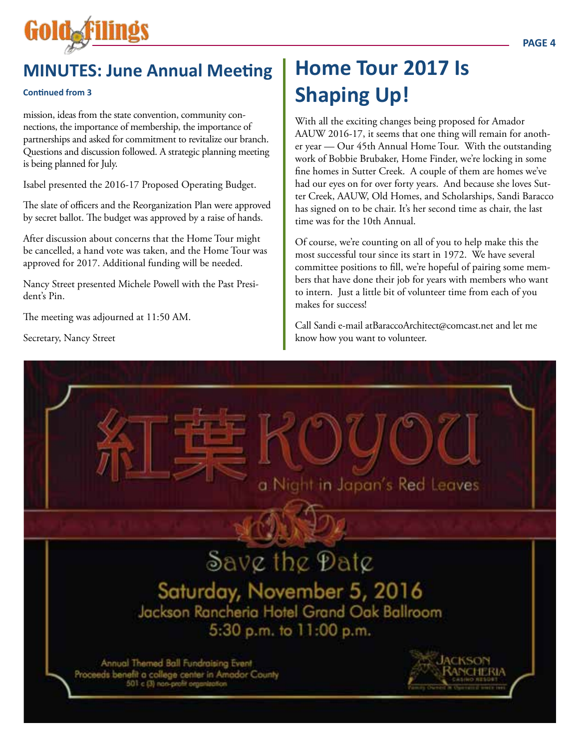## MINUTES: June Annual Meeting

**Continued from 3**

mission, ideas from the state convention, community connections, the importance of membership, the importance of partnerships and asked for commitment to revitalize our branch. Questions and discussion followed. A strategic planning meeting is being planned for July.

Isabel presented the 2016-17 Proposed Operating Budget.

The slate of officers and the Reorganization Plan were approved by secret ballot. The budget was approved by a raise of hands.

After discussion about concerns that the Home Tour might be cancelled, a hand vote was taken, and the Home Tour was approved for 2017. Additional funding will be needed.

Nancy Street presented Michele Powell with the Past President's Pin.

The meeting was adjourned at 11:50 AM.

Secretary, Nancy Street

## Home Tour 2017 Is Shaping Up!

With all the exciting changes being proposed for Amador AAUW 2016-17, it seems that one thing will remain for another year — Our 45th Annual Home Tour. With the outstanding work of Bobbie Brubaker, Home Finder, we're locking in some fine homes in Sutter Creek. A couple of them are homes we've had our eyes on for over forty years. And because she loves Sutter Creek, AAUW, Old Homes, and Scholarships, Sandi Baracco has signed on to be chair. It's her second time as chair, the last time was for the 10th Annual.

Of course, we're counting on all of you to help make this the most successful tour since its start in 1972. We have several committee positions to fill, we're hopeful of pairing some members that have done their job for years with members who want to intern. Just a little bit of volunteer time from each of you makes for success!

Call Sandi e-mail atBaraccoArchitect@comcast.net and let me know how you want to volunteer.

# 紅葉 KOYOU

a Night in Japan's Red Leaves

## Save the Date

**Saturday, November 5, 2016**

Jackson Rancheria Hotel Grand Oak Ballroom

5:30 p.m. to 11:00 p.m.

Annual Themed Ball Fundraising Event
Proceeds benefit a college center in Amador County
501 c (3) non-profit organization

Jackson Rancheria Casino Resort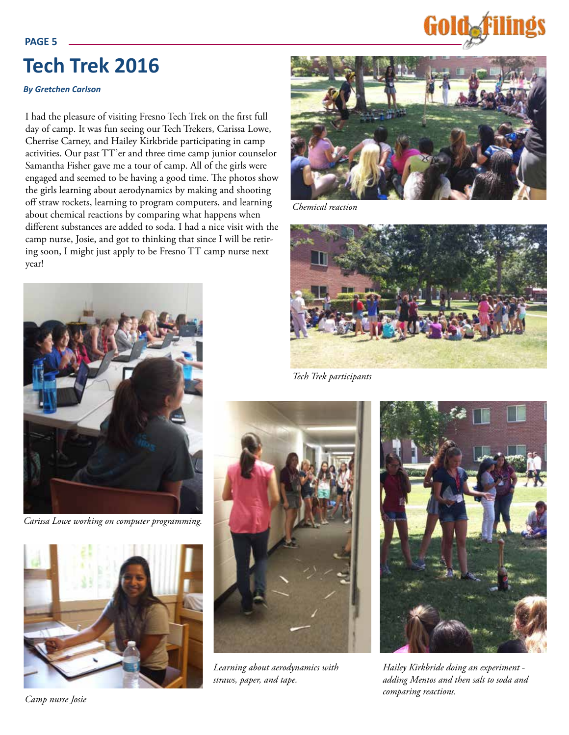# Tech Trek 2016

***By Gretchen Carlson***

I had the pleasure of visiting Fresno Tech Trek on the first full day of camp. It was fun seeing our Tech Trekers, Carissa Lowe, Cherrise Carney, and Hailey Kirkbride participating in camp activities. Our past TT'er and three time camp junior counselor Samantha Fisher gave me a tour of camp. All of the girls were engaged and seemed to be having a good time. The photos show the girls learning about aerodynamics by making and shooting off straw rockets, learning to program computers, and learning about chemical reactions by comparing what happens when different substances are added to soda. I had a nice visit with the camp nurse, Josie, and got to thinking that since I will be retiring soon, I might just apply to be Fresno TT camp nurse next year!

*Chemical reaction*

*Tech Trek participants*

*Carissa Lowe working on computer programming.*

*Camp nurse Josie*

*Learning about aerodynamics with straws, paper, and tape.*

*Hailey Kirkbride doing an experiment - adding Mentos and then salt to soda and comparing reactions.*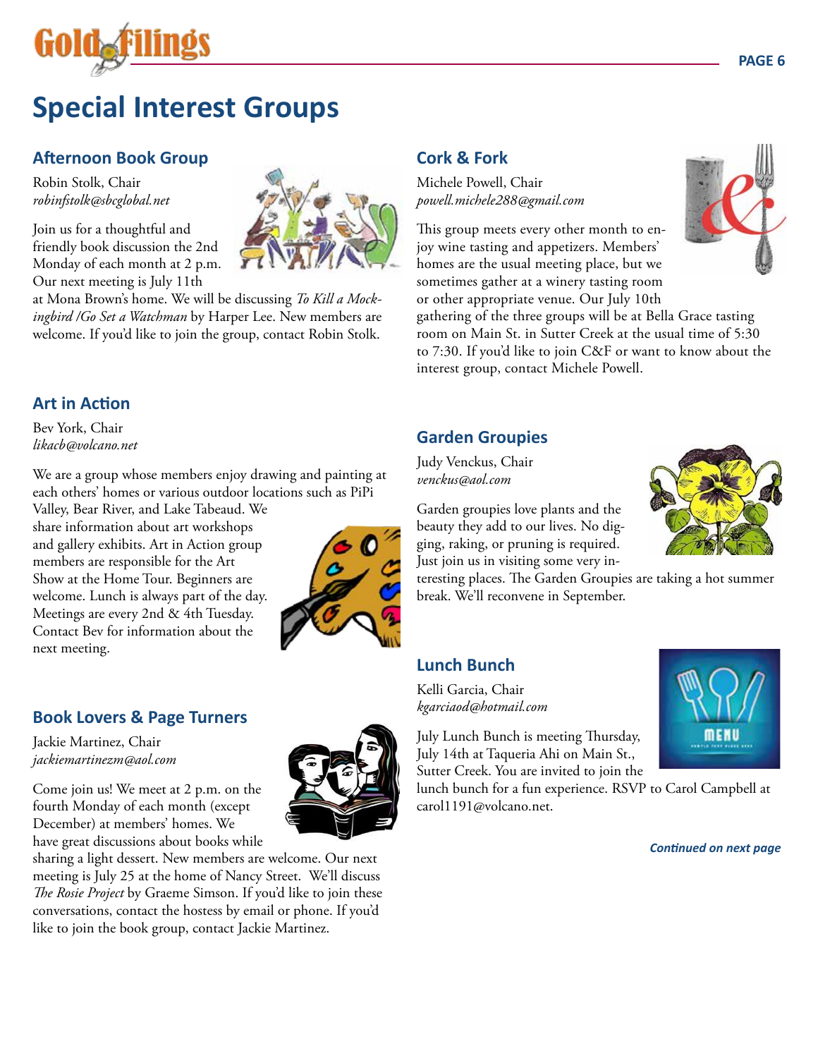# Special Interest Groups

## Afternoon Book Group

Robin Stolk, Chair
*robinfstolk@sbcglobal.net*

Join us for a thoughtful and friendly book discussion the 2nd Monday of each month at 2 p.m. Our next meeting is July 11th at Mona Brown's home. We will be discussing *To Kill a Mockingbird /Go Set a Watchman* by Harper Lee. New members are welcome. If you'd like to join the group, contact Robin Stolk.

## Art in Action

Bev York, Chair
*likacb@volcano.net*

We are a group whose members enjoy drawing and painting at each others' homes or various outdoor locations such as PiPi Valley, Bear River, and Lake Tabeaud. We share information about art workshops and gallery exhibits. Art in Action group members are responsible for the Art Show at the Home Tour. Beginners are welcome. Lunch is always part of the day. Meetings are every 2nd & 4th Tuesday. Contact Bev for information about the next meeting.

## Book Lovers & Page Turners

Jackie Martinez, Chair
*jackiemartinezm@aol.com*

Come join us! We meet at 2 p.m. on the fourth Monday of each month (except December) at members' homes. We have great discussions about books while sharing a light dessert. New members are welcome. Our next meeting is July 25 at the home of Nancy Street. We'll discuss *The Rosie Project* by Graeme Simson. If you'd like to join these conversations, contact the hostess by email or phone. If you'd like to join the book group, contact Jackie Martinez.

## Cork & Fork

Michele Powell, Chair
*powell.michele288@gmail.com*

This group meets every other month to enjoy wine tasting and appetizers. Members' homes are the usual meeting place, but we sometimes gather at a winery tasting room or other appropriate venue. Our July 10th gathering of the three groups will be at Bella Grace tasting room on Main St. in Sutter Creek at the usual time of 5:30 to 7:30. If you'd like to join C&F or want to know about the interest group, contact Michele Powell.

## Garden Groupies

Judy Venckus, Chair
*venckus@aol.com*

Garden groupies love plants and the beauty they add to our lives. No digging, raking, or pruning is required. Just join us in visiting some very interesting places. The Garden Groupies are taking a hot summer break. We'll reconvene in September.

## Lunch Bunch

Kelli Garcia, Chair
*kgarciaod@hotmail.com*

July Lunch Bunch is meeting Thursday, July 14th at Taqueria Ahi on Main St., Sutter Creek. You are invited to join the lunch bunch for a fun experience. RSVP to Carol Campbell at carol1191@volcano.net.

***Continued on next page***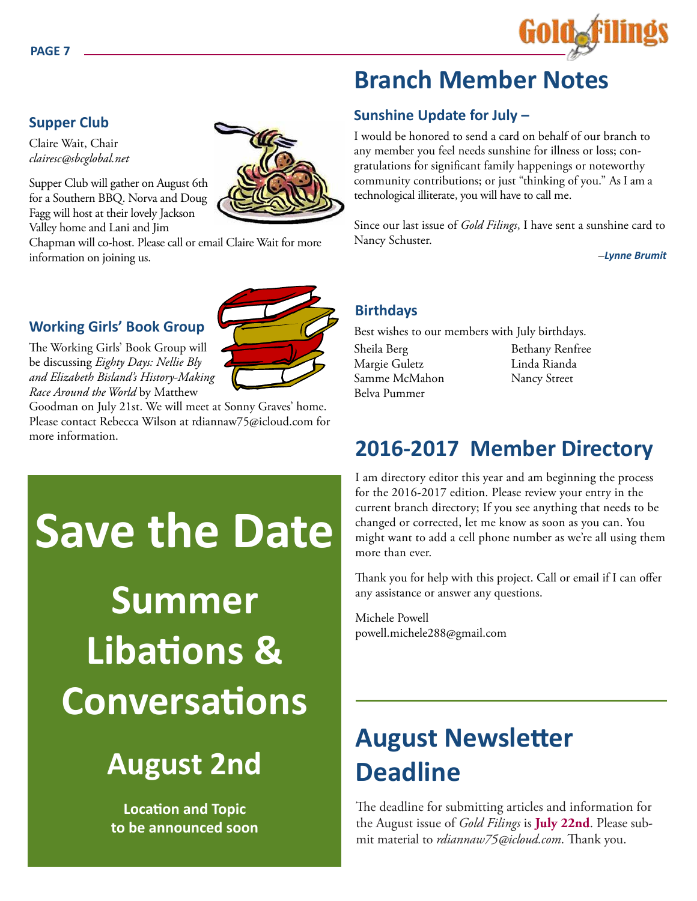## Supper Club

Claire Wait, Chair
*clairesc@sbcglobal.net*

Supper Club will gather on August 6th for a Southern BBQ. Norva and Doug Fagg will host at their lovely Jackson Valley home and Lani and Jim Chapman will co-host. Please call or email Claire Wait for more information on joining us.

## Working Girls' Book Group

The Working Girls' Book Group will be discussing *Eighty Days: Nellie Bly and Elizabeth Bisland's History-Making Race Around the World* by Matthew Goodman on July 21st. We will meet at Sonny Graves' home. Please contact Rebecca Wilson at rdiannaw75@icloud.com for more information.

# Save the Date

## Summer Libations & Conversations

## August 2nd

**Location and Topic to be announced soon**

# Branch Member Notes

### Sunshine Update for July –

I would be honored to send a card on behalf of our branch to any member you feel needs sunshine for illness or loss; congratulations for significant family happenings or noteworthy community contributions; or just "thinking of you." As I am a technological illiterate, you will have to call me.

Since our last issue of *Gold Filings*, I have sent a sunshine card to Nancy Schuster.

*–Lynne Brumit*

### Birthdays

Best wishes to our members with July birthdays.

Sheila Berg
Margie Guletz
Samme McMahon
Belva Pummer
Bethany Renfree
Linda Rianda
Nancy Street

# 2016-2017 Member Directory

I am directory editor this year and am beginning the process for the 2016-2017 edition. Please review your entry in the current branch directory; If you see anything that needs to be changed or corrected, let me know as soon as you can. You might want to add a cell phone number as we're all using them more than ever.

Thank you for help with this project. Call or email if I can offer any assistance or answer any questions.

Michele Powell
powell.michele288@gmail.com

# August Newsletter Deadline

The deadline for submitting articles and information for the August issue of *Gold Filings* is **July 22nd**. Please submit material to *rdiannaw75@icloud.com*. Thank you.